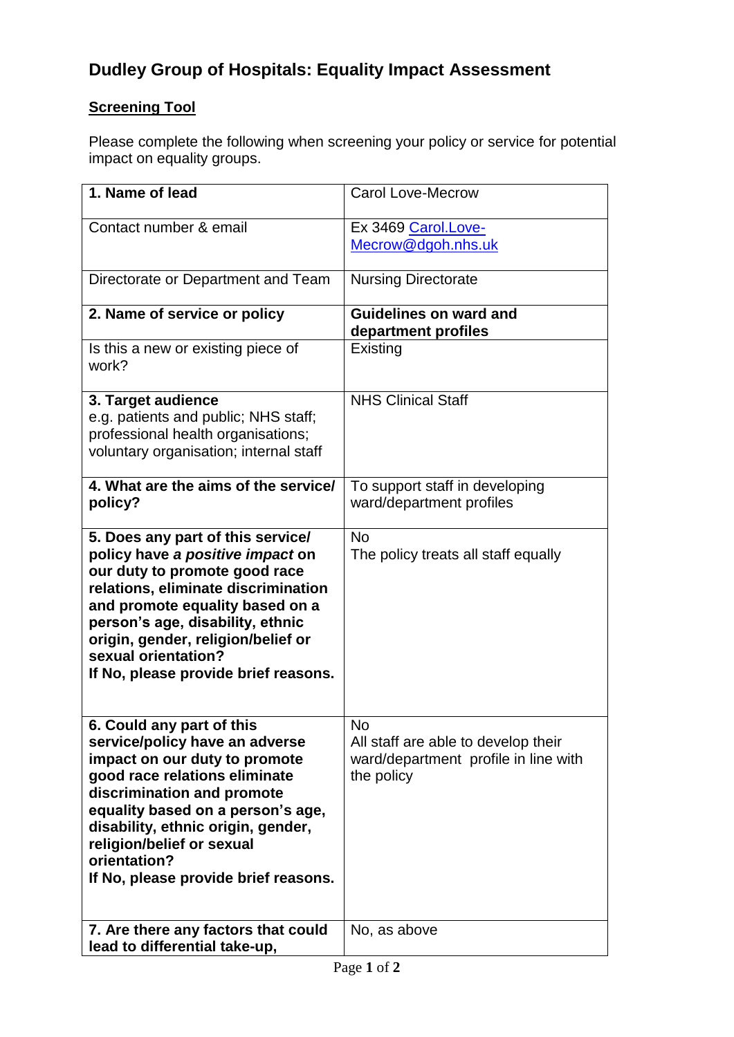# Dudley Group of Hospitals: Equality Impact Assessment

## Screening Tool

Please complete the following when screening your policy or service for potential impact on equality groups.

| | |
|---|---|
| **1. Name of lead** | Carol Love-Mecrow |
| Contact number & email | Ex 3469 Carol.Love-Mecrow@dgoh.nhs.uk |
| Directorate or Department and Team | Nursing Directorate |
| **2. Name of service or policy** | **Guidelines on ward and department profiles** |
| Is this a new or existing piece of work? | Existing |
| **3. Target audience** e.g. patients and public; NHS staff; professional health organisations; voluntary organisation; internal staff | NHS Clinical Staff |
| **4. What are the aims of the service/ policy?** | To support staff in developing ward/department profiles |
| **5. Does any part of this service/ policy have *a positive impact* on our duty to promote good race relations, eliminate discrimination and promote equality based on a person's age, disability, ethnic origin, gender, religion/belief or sexual orientation? If No, please provide brief reasons.** | No<br>The policy treats all staff equally |
| **6. Could any part of this service/policy have an adverse impact on our duty to promote good race relations eliminate discrimination and promote equality based on a person's age, disability, ethnic origin, gender, religion/belief or sexual orientation? If No, please provide brief reasons.** | No<br>All staff are able to develop their ward/department profile in line with the policy |
| **7. Are there any factors that could lead to differential take-up,** | No, as above |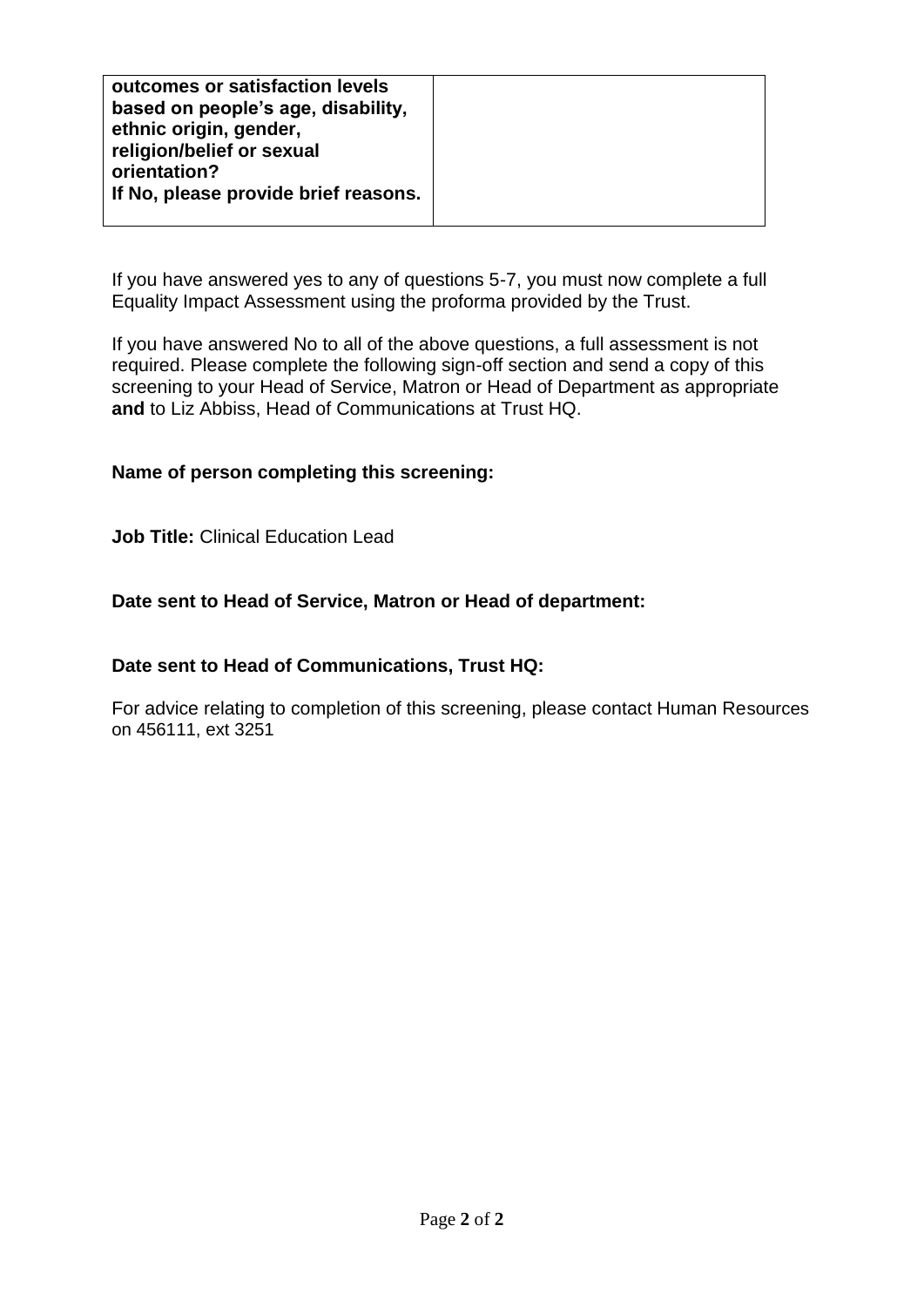| | |
|---|---|
| **outcomes or satisfaction levels based on people's age, disability, ethnic origin, gender, religion/belief or sexual orientation?**<br>**If No, please provide brief reasons.** | |

If you have answered yes to any of questions 5-7, you must now complete a full Equality Impact Assessment using the proforma provided by the Trust.

If you have answered No to all of the above questions, a full assessment is not required. Please complete the following sign-off section and send a copy of this screening to your Head of Service, Matron or Head of Department as appropriate **and** to Liz Abbiss, Head of Communications at Trust HQ.

**Name of person completing this screening:**

**Job Title:** Clinical Education Lead

**Date sent to Head of Service, Matron or Head of department:**

**Date sent to Head of Communications, Trust HQ:**

For advice relating to completion of this screening, please contact Human Resources on 456111, ext 3251